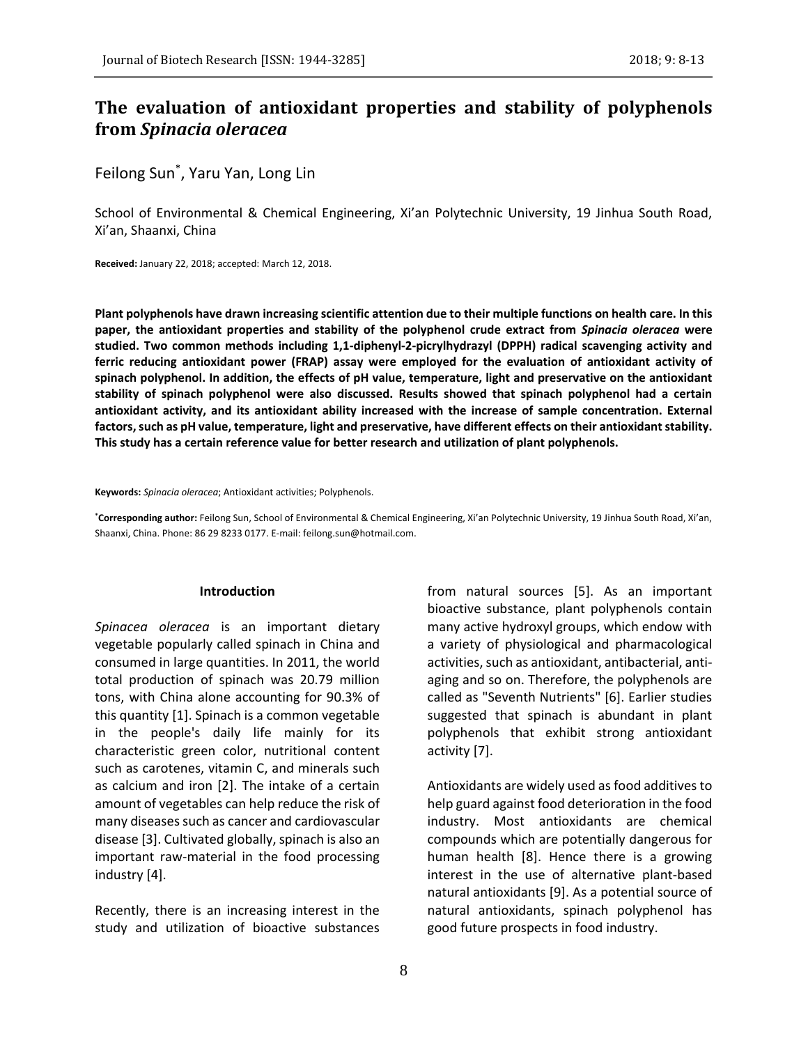# The evaluation of antioxidant properties and stability of polyphenols from *Spinacia oleracea*

Feilong Sun*, Yaru Yan, Long Lin

School of Environmental & Chemical Engineering, Xi'an Polytechnic University, 19 Jinhua South Road, Xi'an, Shaanxi, China

**Received:** January 22, 2018; accepted: March 12, 2018.

**Plant polyphenols have drawn increasing scientific attention due to their multiple functions on health care. In this paper, the antioxidant properties and stability of the polyphenol crude extract from *Spinacia oleracea* were studied. Two common methods including 1,1-diphenyl-2-picrylhydrazyl (DPPH) radical scavenging activity and ferric reducing antioxidant power (FRAP) assay were employed for the evaluation of antioxidant activity of spinach polyphenol. In addition, the effects of pH value, temperature, light and preservative on the antioxidant stability of spinach polyphenol were also discussed. Results showed that spinach polyphenol had a certain antioxidant activity, and its antioxidant ability increased with the increase of sample concentration. External factors, such as pH value, temperature, light and preservative, have different effects on their antioxidant stability. This study has a certain reference value for better research and utilization of plant polyphenols.**

**Keywords:** *Spinacia oleracea*; Antioxidant activities; Polyphenols.

***Corresponding author:** Feilong Sun, School of Environmental & Chemical Engineering, Xi'an Polytechnic University, 19 Jinhua South Road, Xi'an, Shaanxi, China. Phone: 86 29 8233 0177. E-mail: feilong.sun@hotmail.com.

## Introduction

*Spinacea oleracea* is an important dietary vegetable popularly called spinach in China and consumed in large quantities. In 2011, the world total production of spinach was 20.79 million tons, with China alone accounting for 90.3% of this quantity [1]. Spinach is a common vegetable in the people's daily life mainly for its characteristic green color, nutritional content such as carotenes, vitamin C, and minerals such as calcium and iron [2]. The intake of a certain amount of vegetables can help reduce the risk of many diseases such as cancer and cardiovascular disease [3]. Cultivated globally, spinach is also an important raw-material in the food processing industry [4].

Recently, there is an increasing interest in the study and utilization of bioactive substances from natural sources [5]. As an important bioactive substance, plant polyphenols contain many active hydroxyl groups, which endow with a variety of physiological and pharmacological activities, such as antioxidant, antibacterial, anti-aging and so on. Therefore, the polyphenols are called as "Seventh Nutrients" [6]. Earlier studies suggested that spinach is abundant in plant polyphenols that exhibit strong antioxidant activity [7].

Antioxidants are widely used as food additives to help guard against food deterioration in the food industry. Most antioxidants are chemical compounds which are potentially dangerous for human health [8]. Hence there is a growing interest in the use of alternative plant-based natural antioxidants [9]. As a potential source of natural antioxidants, spinach polyphenol has good future prospects in food industry.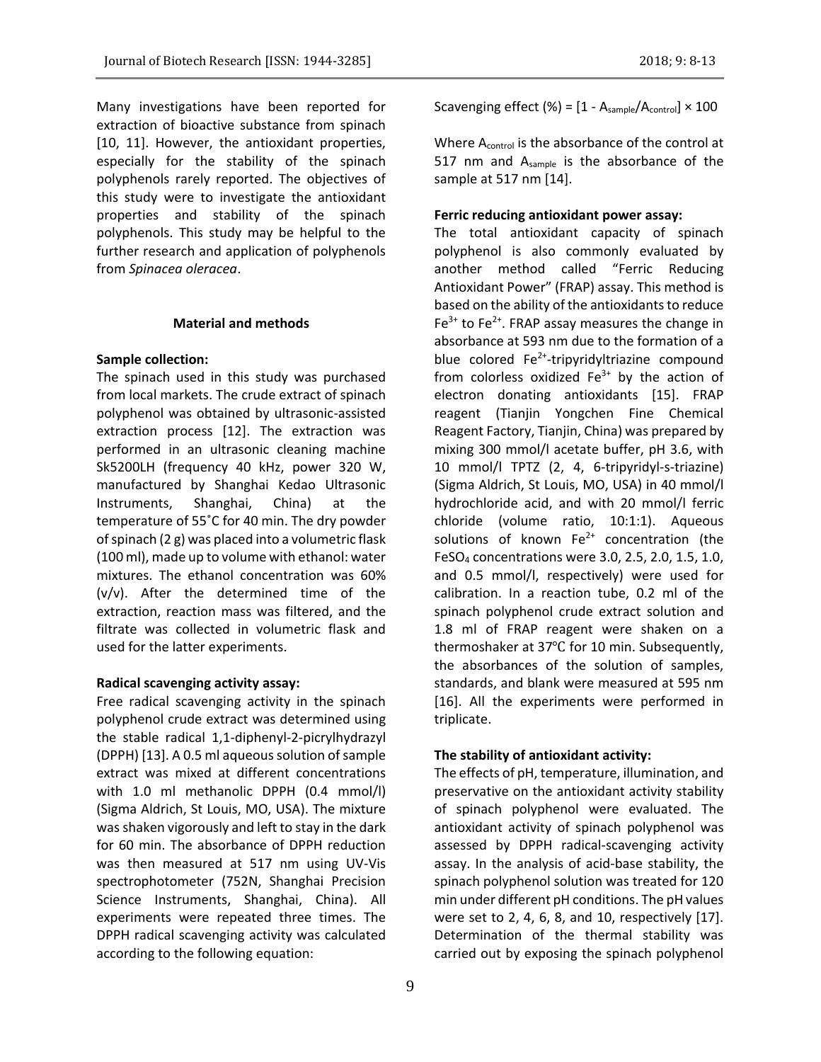Many investigations have been reported for extraction of bioactive substance from spinach [10, 11]. However, the antioxidant properties, especially for the stability of the spinach polyphenols rarely reported. The objectives of this study were to investigate the antioxidant properties and stability of the spinach polyphenols. This study may be helpful to the further research and application of polyphenols from *Spinacea oleracea*.

## Material and methods

### Sample collection:

The spinach used in this study was purchased from local markets. The crude extract of spinach polyphenol was obtained by ultrasonic-assisted extraction process [12]. The extraction was performed in an ultrasonic cleaning machine Sk5200LH (frequency 40 kHz, power 320 W, manufactured by Shanghai Kedao Ultrasonic Instruments, Shanghai, China) at the temperature of 55˚C for 40 min. The dry powder of spinach (2 g) was placed into a volumetric flask (100 ml), made up to volume with ethanol: water mixtures. The ethanol concentration was 60% (v/v). After the determined time of the extraction, reaction mass was filtered, and the filtrate was collected in volumetric flask and used for the latter experiments.

### Radical scavenging activity assay:

Free radical scavenging activity in the spinach polyphenol crude extract was determined using the stable radical 1,1-diphenyl-2-picrylhydrazyl (DPPH) [13]. A 0.5 ml aqueous solution of sample extract was mixed at different concentrations with 1.0 ml methanolic DPPH (0.4 mmol/l) (Sigma Aldrich, St Louis, MO, USA). The mixture was shaken vigorously and left to stay in the dark for 60 min. The absorbance of DPPH reduction was then measured at 517 nm using UV-Vis spectrophotometer (752N, Shanghai Precision Science Instruments, Shanghai, China). All experiments were repeated three times. The DPPH radical scavenging activity was calculated according to the following equation:

$$\text{Scavenging effect (\%)} = [1 - A_{sample}/A_{control}] \times 100$$

Where $A_{control}$ is the absorbance of the control at 517 nm and $A_{sample}$ is the absorbance of the sample at 517 nm [14].

### Ferric reducing antioxidant power assay:

The total antioxidant capacity of spinach polyphenol is also commonly evaluated by another method called "Ferric Reducing Antioxidant Power" (FRAP) assay. This method is based on the ability of the antioxidants to reduce $Fe^{3+}$ to $Fe^{2+}$. FRAP assay measures the change in absorbance at 593 nm due to the formation of a blue colored $Fe^{2+}$-tripyridyltriazine compound from colorless oxidized $Fe^{3+}$ by the action of electron donating antioxidants [15]. FRAP reagent (Tianjin Yongchen Fine Chemical Reagent Factory, Tianjin, China) was prepared by mixing 300 mmol/l acetate buffer, pH 3.6, with 10 mmol/l TPTZ (2, 4, 6-tripyridyl-s-triazine) (Sigma Aldrich, St Louis, MO, USA) in 40 mmol/l hydrochloride acid, and with 20 mmol/l ferric chloride (volume ratio, 10:1:1). Aqueous solutions of known $Fe^{2+}$ concentration (the $FeSO_4$ concentrations were 3.0, 2.5, 2.0, 1.5, 1.0, and 0.5 mmol/l, respectively) were used for calibration. In a reaction tube, 0.2 ml of the spinach polyphenol crude extract solution and 1.8 ml of FRAP reagent were shaken on a thermoshaker at 37℃ for 10 min. Subsequently, the absorbances of the solution of samples, standards, and blank were measured at 595 nm [16]. All the experiments were performed in triplicate.

### The stability of antioxidant activity:

The effects of pH, temperature, illumination, and preservative on the antioxidant activity stability of spinach polyphenol were evaluated. The antioxidant activity of spinach polyphenol was assessed by DPPH radical-scavenging activity assay. In the analysis of acid-base stability, the spinach polyphenol solution was treated for 120 min under different pH conditions. The pH values were set to 2, 4, 6, 8, and 10, respectively [17]. Determination of the thermal stability was carried out by exposing the spinach polyphenol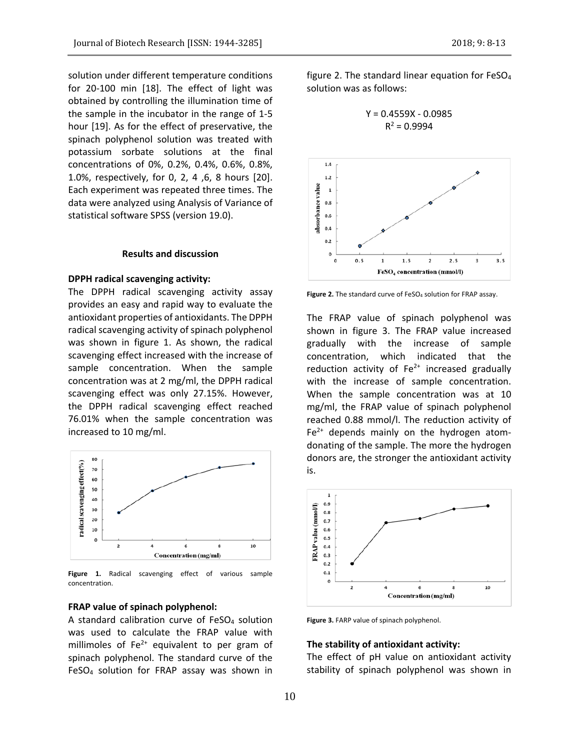solution under different temperature conditions for 20-100 min [18]. The effect of light was obtained by controlling the illumination time of the sample in the incubator in the range of 1-5 hour [19]. As for the effect of preservative, the spinach polyphenol solution was treated with potassium sorbate solutions at the final concentrations of 0%, 0.2%, 0.4%, 0.6%, 0.8%, 1.0%, respectively, for 0, 2, 4 ,6, 8 hours [20]. Each experiment was repeated three times. The data were analyzed using Analysis of Variance of statistical software SPSS (version 19.0).

## Results and discussion

### DPPH radical scavenging activity:

The DPPH radical scavenging activity assay provides an easy and rapid way to evaluate the antioxidant properties of antioxidants. The DPPH radical scavenging activity of spinach polyphenol was shown in figure 1. As shown, the radical scavenging effect increased with the increase of sample concentration. When the sample concentration was at 2 mg/ml, the DPPH radical scavenging effect was only 27.15%. However, the DPPH radical scavenging effect reached 76.01% when the sample concentration was increased to 10 mg/ml.

**Figure 1.** Radical scavenging effect of various sample concentration.

### FRAP value of spinach polyphenol:

A standard calibration curve of $FeSO_4$ solution was used to calculate the FRAP value with millimoles of $Fe^{2+}$ equivalent to per gram of spinach polyphenol. The standard curve of the $FeSO_4$ solution for FRAP assay was shown in figure 2. The standard linear equation for $FeSO_4$ solution was as follows:

$$Y = 0.4559X - 0.0985$$
$$R^2 = 0.9994$$

**Figure 2.** The standard curve of $FeSO_4$ solution for FRAP assay.

The FRAP value of spinach polyphenol was shown in figure 3. The FRAP value increased gradually with the increase of sample concentration, which indicated that the reduction activity of $Fe^{2+}$ increased gradually with the increase of sample concentration. When the sample concentration was at 10 mg/ml, the FRAP value of spinach polyphenol reached 0.88 mmol/l. The reduction activity of $Fe^{2+}$ depends mainly on the hydrogen atom-donating of the sample. The more the hydrogen donors are, the stronger the antioxidant activity is.

**Figure 3.** FARP value of spinach polyphenol.

### The stability of antioxidant activity:

The effect of pH value on antioxidant activity stability of spinach polyphenol was shown in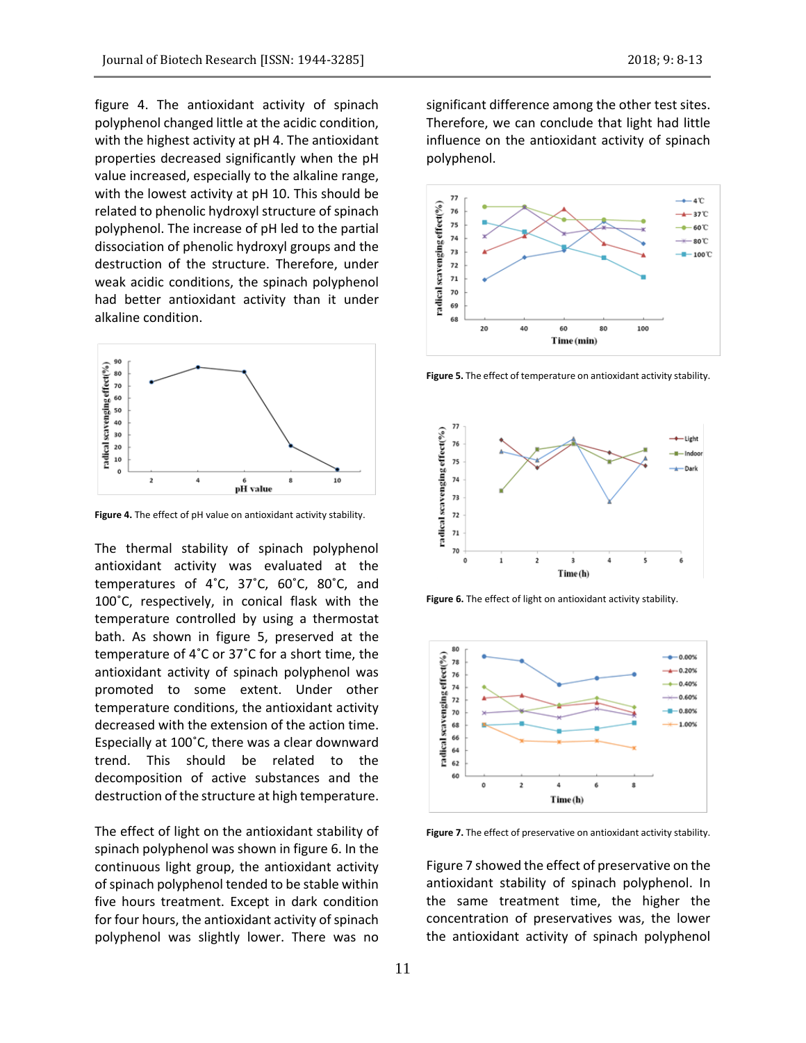figure 4. The antioxidant activity of spinach polyphenol changed little at the acidic condition, with the highest activity at pH 4. The antioxidant properties decreased significantly when the pH value increased, especially to the alkaline range, with the lowest activity at pH 10. This should be related to phenolic hydroxyl structure of spinach polyphenol. The increase of pH led to the partial dissociation of phenolic hydroxyl groups and the destruction of the structure. Therefore, under weak acidic conditions, the spinach polyphenol had better antioxidant activity than it under alkaline condition.

**Figure 4.** The effect of pH value on antioxidant activity stability.

The thermal stability of spinach polyphenol antioxidant activity was evaluated at the temperatures of 4˚C, 37˚C, 60˚C, 80˚C, and 100˚C, respectively, in conical flask with the temperature controlled by using a thermostat bath. As shown in figure 5, preserved at the temperature of 4˚C or 37˚C for a short time, the antioxidant activity of spinach polyphenol was promoted to some extent. Under other temperature conditions, the antioxidant activity decreased with the extension of the action time. Especially at 100˚C, there was a clear downward trend. This should be related to the decomposition of active substances and the destruction of the structure at high temperature.

The effect of light on the antioxidant stability of spinach polyphenol was shown in figure 6. In the continuous light group, the antioxidant activity of spinach polyphenol tended to be stable within five hours treatment. Except in dark condition for four hours, the antioxidant activity of spinach polyphenol was slightly lower. There was no significant difference among the other test sites. Therefore, we can conclude that light had little influence on the antioxidant activity of spinach polyphenol.

**Figure 5.** The effect of temperature on antioxidant activity stability.

**Figure 6.** The effect of light on antioxidant activity stability.

**Figure 7.** The effect of preservative on antioxidant activity stability.

Figure 7 showed the effect of preservative on the antioxidant stability of spinach polyphenol. In the same treatment time, the higher the concentration of preservatives was, the lower the antioxidant activity of spinach polyphenol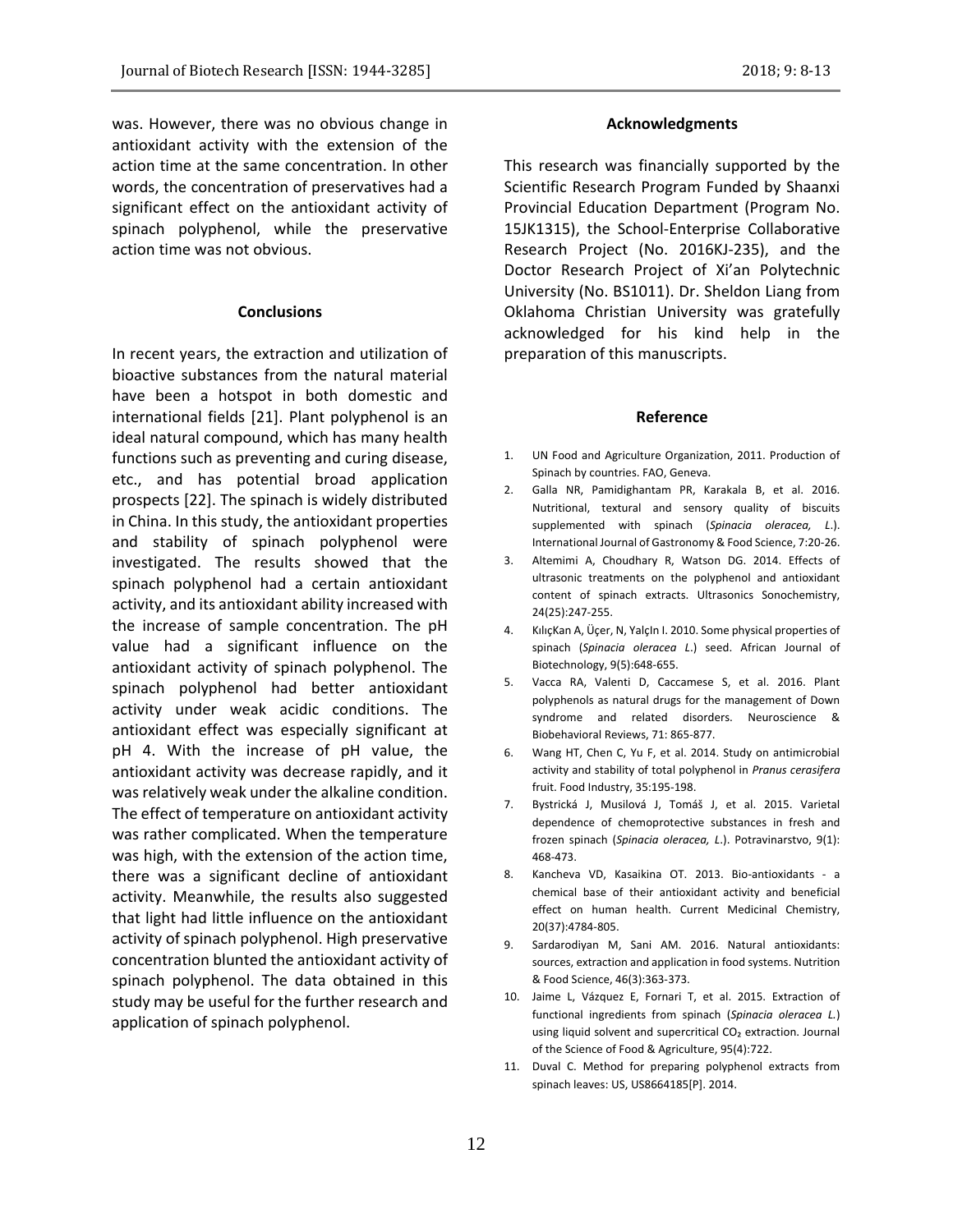was. However, there was no obvious change in antioxidant activity with the extension of the action time at the same concentration. In other words, the concentration of preservatives had a significant effect on the antioxidant activity of spinach polyphenol, while the preservative action time was not obvious.

## Conclusions

In recent years, the extraction and utilization of bioactive substances from the natural material have been a hotspot in both domestic and international fields [21]. Plant polyphenol is an ideal natural compound, which has many health functions such as preventing and curing disease, etc., and has potential broad application prospects [22]. The spinach is widely distributed in China. In this study, the antioxidant properties and stability of spinach polyphenol were investigated. The results showed that the spinach polyphenol had a certain antioxidant activity, and its antioxidant ability increased with the increase of sample concentration. The pH value had a significant influence on the antioxidant activity of spinach polyphenol. The spinach polyphenol had better antioxidant activity under weak acidic conditions. The antioxidant effect was especially significant at pH 4. With the increase of pH value, the antioxidant activity was decrease rapidly, and it was relatively weak under the alkaline condition. The effect of temperature on antioxidant activity was rather complicated. When the temperature was high, with the extension of the action time, there was a significant decline of antioxidant activity. Meanwhile, the results also suggested that light had little influence on the antioxidant activity of spinach polyphenol. High preservative concentration blunted the antioxidant activity of spinach polyphenol. The data obtained in this study may be useful for the further research and application of spinach polyphenol.

## Acknowledgments

This research was financially supported by the Scientific Research Program Funded by Shaanxi Provincial Education Department (Program No. 15JK1315), the School-Enterprise Collaborative Research Project (No. 2016KJ-235), and the Doctor Research Project of Xi'an Polytechnic University (No. BS1011). Dr. Sheldon Liang from Oklahoma Christian University was gratefully acknowledged for his kind help in the preparation of this manuscripts.

## Reference

1. UN Food and Agriculture Organization, 2011. Production of Spinach by countries. FAO, Geneva.
2. Galla NR, Pamidighantam PR, Karakala B, et al. 2016. Nutritional, textural and sensory quality of biscuits supplemented with spinach (*Spinacia oleracea, L.*). International Journal of Gastronomy & Food Science, 7:20-26.
3. Altemimi A, Choudhary R, Watson DG. 2014. Effects of ultrasonic treatments on the polyphenol and antioxidant content of spinach extracts. Ultrasonics Sonochemistry, 24(25):247-255.
4. KılıçKan A, Üçer, N, YalçIn I. 2010. Some physical properties of spinach (*Spinacia oleracea L.*) seed. African Journal of Biotechnology, 9(5):648-655.
5. Vacca RA, Valenti D, Caccamese S, et al. 2016. Plant polyphenols as natural drugs for the management of Down syndrome and related disorders. Neuroscience & Biobehavioral Reviews, 71: 865-877.
6. Wang HT, Chen C, Yu F, et al. 2014. Study on antimicrobial activity and stability of total polyphenol in *Pranus cerasifera* fruit. Food Industry, 35:195-198.
7. Bystrická J, Musilová J, Tomáš J, et al. 2015. Varietal dependence of chemoprotective substances in fresh and frozen spinach (*Spinacia oleracea, L.*). Potravinarstvo, 9(1): 468-473.
8. Kancheva VD, Kasaikina OT. 2013. Bio-antioxidants - a chemical base of their antioxidant activity and beneficial effect on human health. Current Medicinal Chemistry, 20(37):4784-805.
9. Sardarodiyan M, Sani AM. 2016. Natural antioxidants: sources, extraction and application in food systems. Nutrition & Food Science, 46(3):363-373.
10. Jaime L, Vázquez E, Fornari T, et al. 2015. Extraction of functional ingredients from spinach (*Spinacia oleracea L.*) using liquid solvent and supercritical $CO_2$ extraction. Journal of the Science of Food & Agriculture, 95(4):722.
11. Duval C. Method for preparing polyphenol extracts from spinach leaves: US, US8664185[P]. 2014.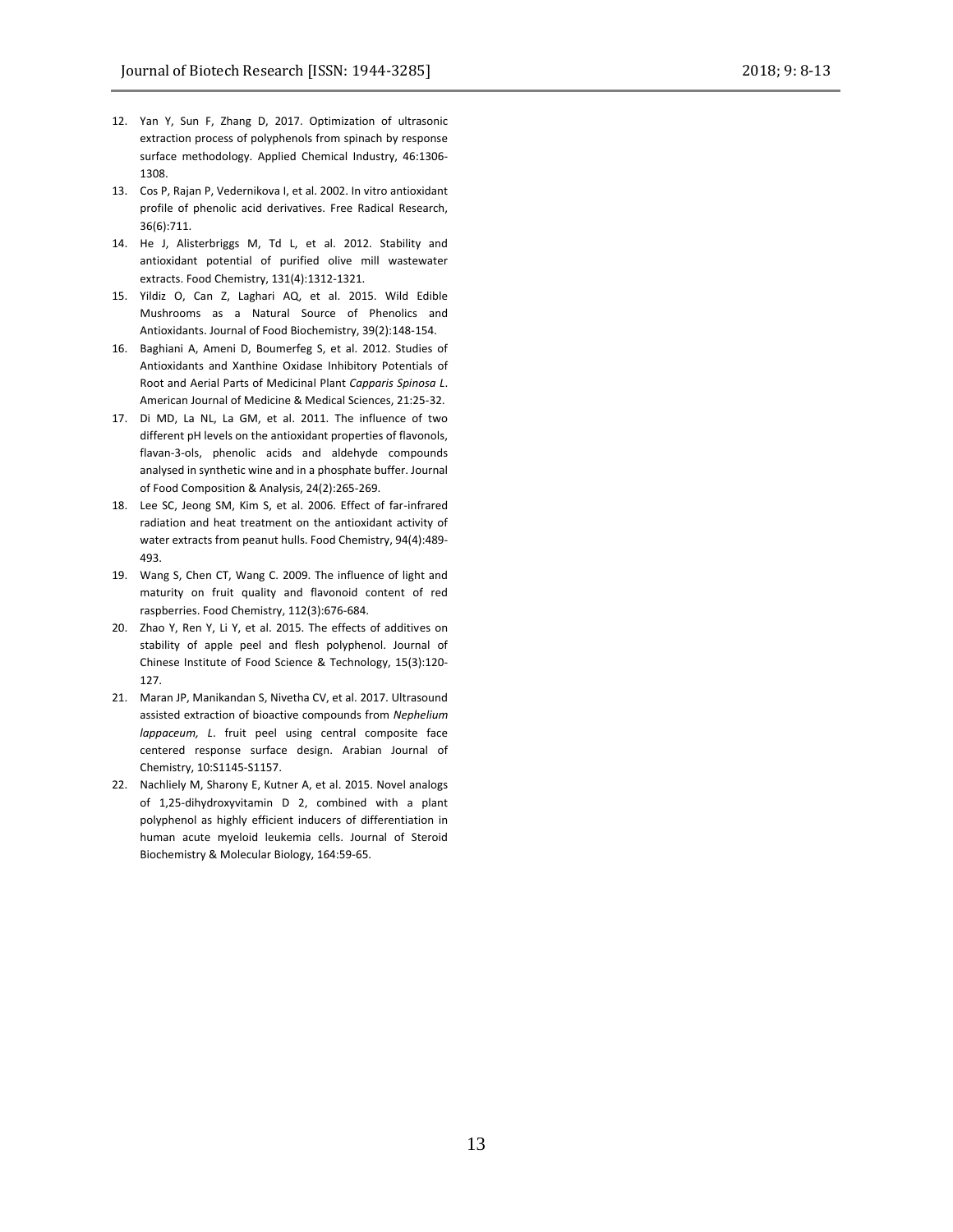12. Yan Y, Sun F, Zhang D, 2017. Optimization of ultrasonic extraction process of polyphenols from spinach by response surface methodology. Applied Chemical Industry, 46:1306-1308.
13. Cos P, Rajan P, Vedernikova I, et al. 2002. In vitro antioxidant profile of phenolic acid derivatives. Free Radical Research, 36(6):711.
14. He J, Alisterbriggs M, Td L, et al. 2012. Stability and antioxidant potential of purified olive mill wastewater extracts. Food Chemistry, 131(4):1312-1321.
15. Yildiz O, Can Z, Laghari AQ, et al. 2015. Wild Edible Mushrooms as a Natural Source of Phenolics and Antioxidants. Journal of Food Biochemistry, 39(2):148-154.
16. Baghiani A, Ameni D, Boumerfeg S, et al. 2012. Studies of Antioxidants and Xanthine Oxidase Inhibitory Potentials of Root and Aerial Parts of Medicinal Plant *Capparis Spinosa L*. American Journal of Medicine & Medical Sciences, 21:25-32.
17. Di MD, La NL, La GM, et al. 2011. The influence of two different pH levels on the antioxidant properties of flavonols, flavan-3-ols, phenolic acids and aldehyde compounds analysed in synthetic wine and in a phosphate buffer. Journal of Food Composition & Analysis, 24(2):265-269.
18. Lee SC, Jeong SM, Kim S, et al. 2006. Effect of far-infrared radiation and heat treatment on the antioxidant activity of water extracts from peanut hulls. Food Chemistry, 94(4):489-493.
19. Wang S, Chen CT, Wang C. 2009. The influence of light and maturity on fruit quality and flavonoid content of red raspberries. Food Chemistry, 112(3):676-684.
20. Zhao Y, Ren Y, Li Y, et al. 2015. The effects of additives on stability of apple peel and flesh polyphenol. Journal of Chinese Institute of Food Science & Technology, 15(3):120-127.
21. Maran JP, Manikandan S, Nivetha CV, et al. 2017. Ultrasound assisted extraction of bioactive compounds from *Nephelium lappaceum, L*. fruit peel using central composite face centered response surface design. Arabian Journal of Chemistry, 10:S1145-S1157.
22. Nachliely M, Sharony E, Kutner A, et al. 2015. Novel analogs of 1,25-dihydroxyvitamin D 2, combined with a plant polyphenol as highly efficient inducers of differentiation in human acute myeloid leukemia cells. Journal of Steroid Biochemistry & Molecular Biology, 164:59-65.